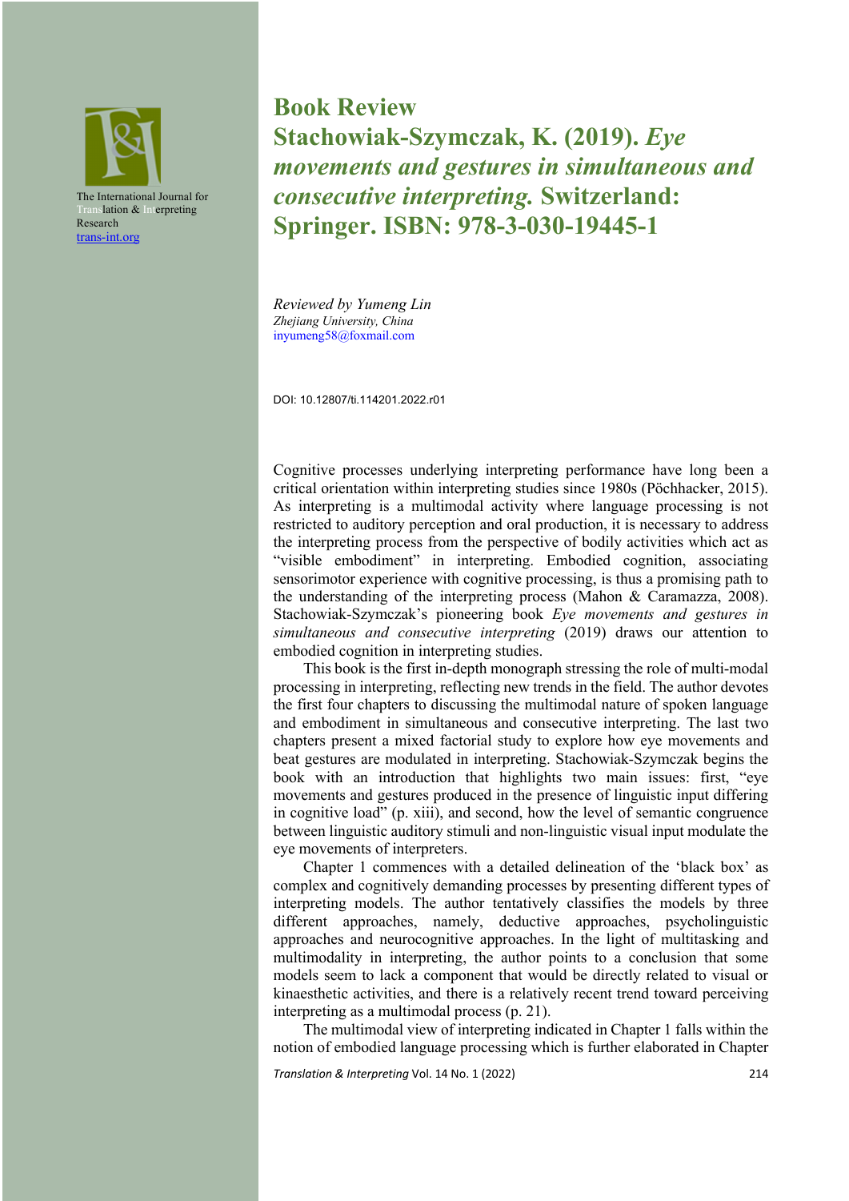The International Journal for Translation & Interpreting Research
[trans-int.org](trans-int.org)

# Book Review
# Stachowiak-Szymczak, K. (2019). *Eye movements and gestures in simultaneous and consecutive interpreting.* Switzerland: Springer. ISBN: 978-3-030-19445-1

*Reviewed by Yumeng Lin*
*Zhejiang University, China*
inyumeng58@foxmail.com

DOI: 10.12807/ti.114201.2022.r01

Cognitive processes underlying interpreting performance have long been a critical orientation within interpreting studies since 1980s (Pöchhacker, 2015). As interpreting is a multimodal activity where language processing is not restricted to auditory perception and oral production, it is necessary to address the interpreting process from the perspective of bodily activities which act as "visible embodiment" in interpreting. Embodied cognition, associating sensorimotor experience with cognitive processing, is thus a promising path to the understanding of the interpreting process (Mahon & Caramazza, 2008). Stachowiak-Szymczak's pioneering book *Eye movements and gestures in simultaneous and consecutive interpreting* (2019) draws our attention to embodied cognition in interpreting studies.

This book is the first in-depth monograph stressing the role of multi-modal processing in interpreting, reflecting new trends in the field. The author devotes the first four chapters to discussing the multimodal nature of spoken language and embodiment in simultaneous and consecutive interpreting. The last two chapters present a mixed factorial study to explore how eye movements and beat gestures are modulated in interpreting. Stachowiak-Szymczak begins the book with an introduction that highlights two main issues: first, "eye movements and gestures produced in the presence of linguistic input differing in cognitive load" (p. xiii), and second, how the level of semantic congruence between linguistic auditory stimuli and non-linguistic visual input modulate the eye movements of interpreters.

Chapter 1 commences with a detailed delineation of the 'black box' as complex and cognitively demanding processes by presenting different types of interpreting models. The author tentatively classifies the models by three different approaches, namely, deductive approaches, psycholinguistic approaches and neurocognitive approaches. In the light of multitasking and multimodality in interpreting, the author points to a conclusion that some models seem to lack a component that would be directly related to visual or kinaesthetic activities, and there is a relatively recent trend toward perceiving interpreting as a multimodal process (p. 21).

The multimodal view of interpreting indicated in Chapter 1 falls within the notion of embodied language processing which is further elaborated in Chapter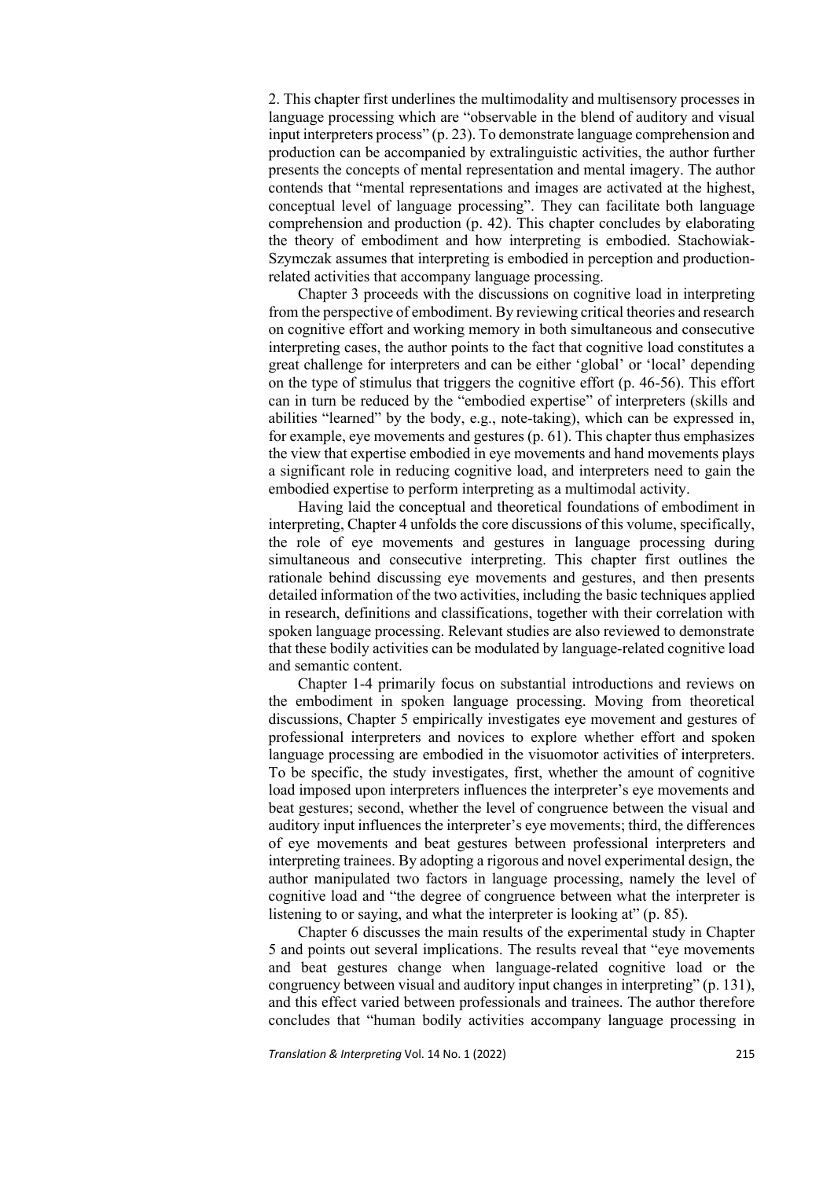2. This chapter first underlines the multimodality and multisensory processes in language processing which are "observable in the blend of auditory and visual input interpreters process" (p. 23). To demonstrate language comprehension and production can be accompanied by extralinguistic activities, the author further presents the concepts of mental representation and mental imagery. The author contends that "mental representations and images are activated at the highest, conceptual level of language processing". They can facilitate both language comprehension and production (p. 42). This chapter concludes by elaborating the theory of embodiment and how interpreting is embodied. Stachowiak-Szymczak assumes that interpreting is embodied in perception and production-related activities that accompany language processing.

Chapter 3 proceeds with the discussions on cognitive load in interpreting from the perspective of embodiment. By reviewing critical theories and research on cognitive effort and working memory in both simultaneous and consecutive interpreting cases, the author points to the fact that cognitive load constitutes a great challenge for interpreters and can be either 'global' or 'local' depending on the type of stimulus that triggers the cognitive effort (p. 46-56). This effort can in turn be reduced by the "embodied expertise" of interpreters (skills and abilities "learned" by the body, e.g., note-taking), which can be expressed in, for example, eye movements and gestures (p. 61). This chapter thus emphasizes the view that expertise embodied in eye movements and hand movements plays a significant role in reducing cognitive load, and interpreters need to gain the embodied expertise to perform interpreting as a multimodal activity.

Having laid the conceptual and theoretical foundations of embodiment in interpreting, Chapter 4 unfolds the core discussions of this volume, specifically, the role of eye movements and gestures in language processing during simultaneous and consecutive interpreting. This chapter first outlines the rationale behind discussing eye movements and gestures, and then presents detailed information of the two activities, including the basic techniques applied in research, definitions and classifications, together with their correlation with spoken language processing. Relevant studies are also reviewed to demonstrate that these bodily activities can be modulated by language-related cognitive load and semantic content.

Chapter 1-4 primarily focus on substantial introductions and reviews on the embodiment in spoken language processing. Moving from theoretical discussions, Chapter 5 empirically investigates eye movement and gestures of professional interpreters and novices to explore whether effort and spoken language processing are embodied in the visuomotor activities of interpreters. To be specific, the study investigates, first, whether the amount of cognitive load imposed upon interpreters influences the interpreter's eye movements and beat gestures; second, whether the level of congruence between the visual and auditory input influences the interpreter's eye movements; third, the differences of eye movements and beat gestures between professional interpreters and interpreting trainees. By adopting a rigorous and novel experimental design, the author manipulated two factors in language processing, namely the level of cognitive load and "the degree of congruence between what the interpreter is listening to or saying, and what the interpreter is looking at" (p. 85).

Chapter 6 discusses the main results of the experimental study in Chapter 5 and points out several implications. The results reveal that "eye movements and beat gestures change when language-related cognitive load or the congruency between visual and auditory input changes in interpreting" (p. 131), and this effect varied between professionals and trainees. The author therefore concludes that "human bodily activities accompany language processing in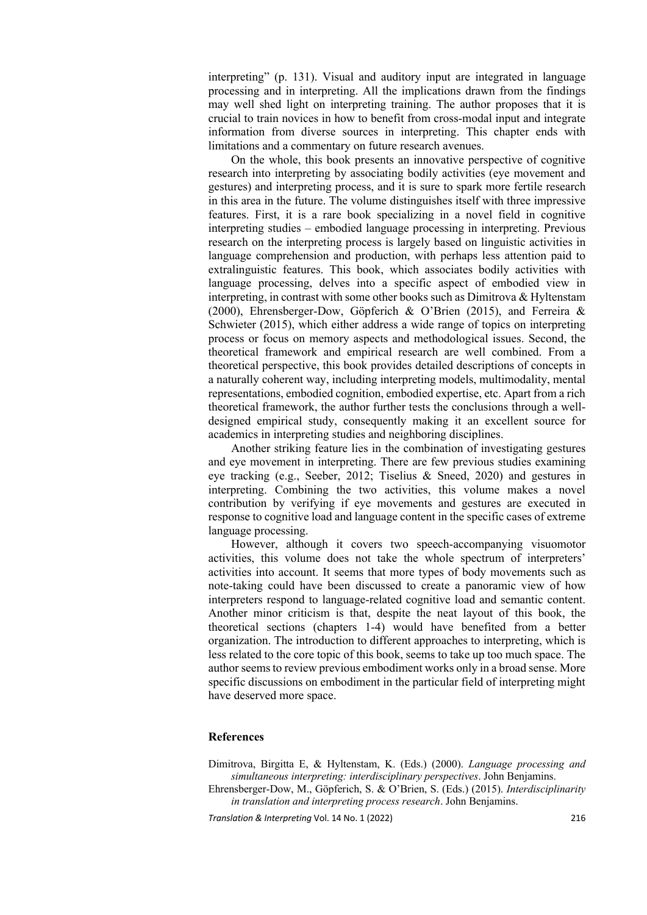interpreting" (p. 131). Visual and auditory input are integrated in language processing and in interpreting. All the implications drawn from the findings may well shed light on interpreting training. The author proposes that it is crucial to train novices in how to benefit from cross-modal input and integrate information from diverse sources in interpreting. This chapter ends with limitations and a commentary on future research avenues.

On the whole, this book presents an innovative perspective of cognitive research into interpreting by associating bodily activities (eye movement and gestures) and interpreting process, and it is sure to spark more fertile research in this area in the future. The volume distinguishes itself with three impressive features. First, it is a rare book specializing in a novel field in cognitive interpreting studies – embodied language processing in interpreting. Previous research on the interpreting process is largely based on linguistic activities in language comprehension and production, with perhaps less attention paid to extralinguistic features. This book, which associates bodily activities with language processing, delves into a specific aspect of embodied view in interpreting, in contrast with some other books such as Dimitrova & Hyltenstam (2000), Ehrensberger-Dow, Göpferich & O'Brien (2015), and Ferreira & Schwieter (2015), which either address a wide range of topics on interpreting process or focus on memory aspects and methodological issues. Second, the theoretical framework and empirical research are well combined. From a theoretical perspective, this book provides detailed descriptions of concepts in a naturally coherent way, including interpreting models, multimodality, mental representations, embodied cognition, embodied expertise, etc. Apart from a rich theoretical framework, the author further tests the conclusions through a well-designed empirical study, consequently making it an excellent source for academics in interpreting studies and neighboring disciplines.

Another striking feature lies in the combination of investigating gestures and eye movement in interpreting. There are few previous studies examining eye tracking (e.g., Seeber, 2012; Tiselius & Sneed, 2020) and gestures in interpreting. Combining the two activities, this volume makes a novel contribution by verifying if eye movements and gestures are executed in response to cognitive load and language content in the specific cases of extreme language processing.

However, although it covers two speech-accompanying visuomotor activities, this volume does not take the whole spectrum of interpreters' activities into account. It seems that more types of body movements such as note-taking could have been discussed to create a panoramic view of how interpreters respond to language-related cognitive load and semantic content. Another minor criticism is that, despite the neat layout of this book, the theoretical sections (chapters 1-4) would have benefited from a better organization. The introduction to different approaches to interpreting, which is less related to the core topic of this book, seems to take up too much space. The author seems to review previous embodiment works only in a broad sense. More specific discussions on embodiment in the particular field of interpreting might have deserved more space.

## References

Dimitrova, Birgitta E, & Hyltenstam, K. (Eds.) (2000). *Language processing and simultaneous interpreting: interdisciplinary perspectives*. John Benjamins.

Ehrensberger-Dow, M., Göpferich, S. & O'Brien, S. (Eds.) (2015). *Interdisciplinarity in translation and interpreting process research*. John Benjamins.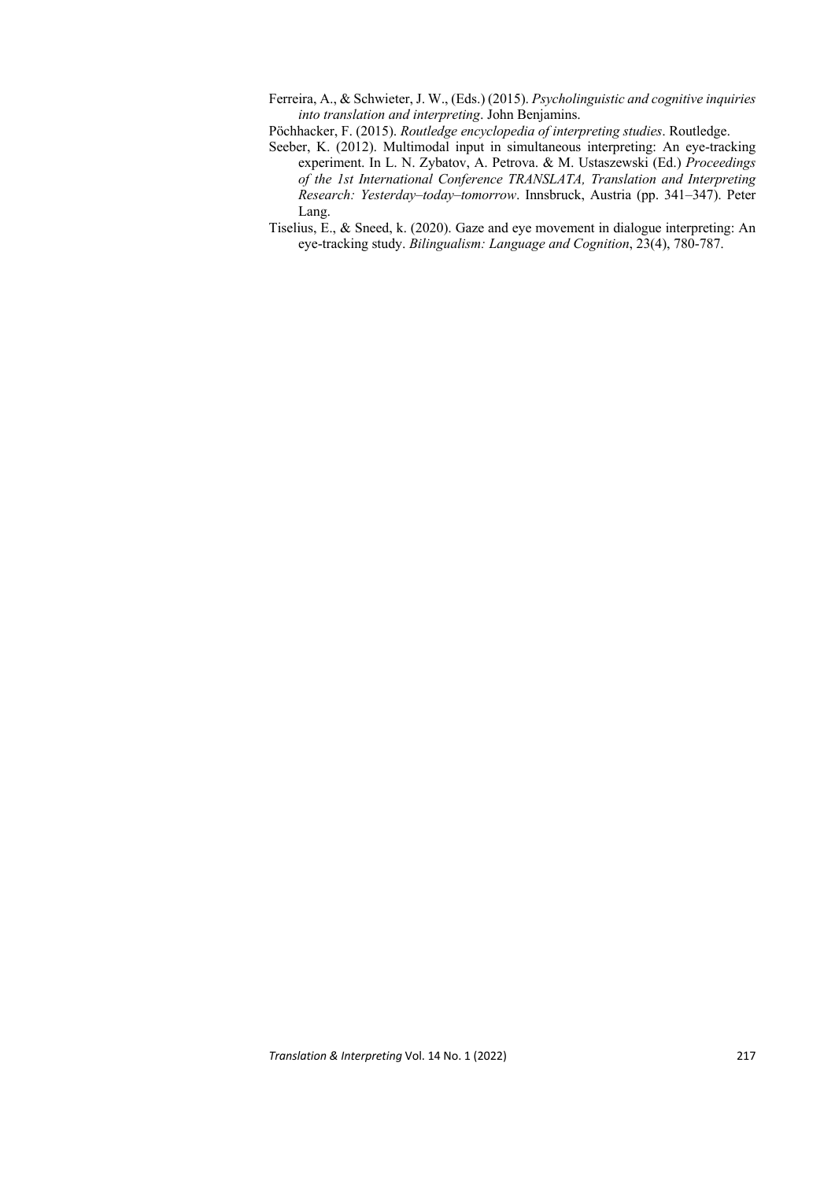Ferreira, A., & Schwieter, J. W., (Eds.) (2015). *Psycholinguistic and cognitive inquiries into translation and interpreting*. John Benjamins.

Pöchhacker, F. (2015). *Routledge encyclopedia of interpreting studies*. Routledge.

Seeber, K. (2012). Multimodal input in simultaneous interpreting: An eye-tracking experiment. In L. N. Zybatov, A. Petrova. & M. Ustaszewski (Ed.) *Proceedings of the 1st International Conference TRANSLATA, Translation and Interpreting Research: Yesterday–today–tomorrow*. Innsbruck, Austria (pp. 341–347). Peter Lang.

Tiselius, E., & Sneed, k. (2020). Gaze and eye movement in dialogue interpreting: An eye-tracking study. *Bilingualism: Language and Cognition*, 23(4), 780-787.